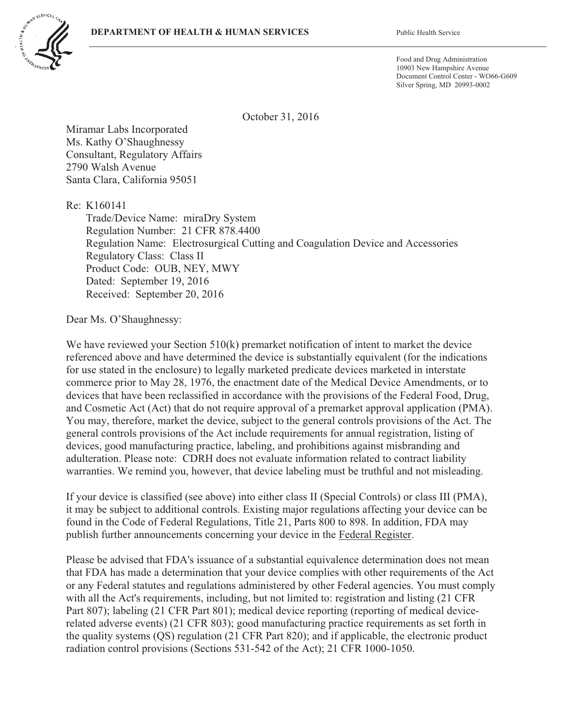**DEPARTMENT OF HEALTH & HUMAN SERVICES** Public Health Service

Food and Drug Administration
10903 New Hampshire Avenue
Document Control Center - WO66-G609
Silver Spring, MD 20993-0002

October 31, 2016

Miramar Labs Incorporated
Ms. Kathy O'Shaughnessy
Consultant, Regulatory Affairs
2790 Walsh Avenue
Santa Clara, California 95051

Re: K160141
Trade/Device Name: miraDry System
Regulation Number: 21 CFR 878.4400
Regulation Name: Electrosurgical Cutting and Coagulation Device and Accessories
Regulatory Class: Class II
Product Code: OUB, NEY, MWY
Dated: September 19, 2016
Received: September 20, 2016

Dear Ms. O'Shaughnessy:

We have reviewed your Section 510(k) premarket notification of intent to market the device referenced above and have determined the device is substantially equivalent (for the indications for use stated in the enclosure) to legally marketed predicate devices marketed in interstate commerce prior to May 28, 1976, the enactment date of the Medical Device Amendments, or to devices that have been reclassified in accordance with the provisions of the Federal Food, Drug, and Cosmetic Act (Act) that do not require approval of a premarket approval application (PMA). You may, therefore, market the device, subject to the general controls provisions of the Act. The general controls provisions of the Act include requirements for annual registration, listing of devices, good manufacturing practice, labeling, and prohibitions against misbranding and adulteration. Please note: CDRH does not evaluate information related to contract liability warranties. We remind you, however, that device labeling must be truthful and not misleading.

If your device is classified (see above) into either class II (Special Controls) or class III (PMA), it may be subject to additional controls. Existing major regulations affecting your device can be found in the Code of Federal Regulations, Title 21, Parts 800 to 898. In addition, FDA may publish further announcements concerning your device in the Federal Register.

Please be advised that FDA's issuance of a substantial equivalence determination does not mean that FDA has made a determination that your device complies with other requirements of the Act or any Federal statutes and regulations administered by other Federal agencies. You must comply with all the Act's requirements, including, but not limited to: registration and listing (21 CFR Part 807); labeling (21 CFR Part 801); medical device reporting (reporting of medical device-related adverse events) (21 CFR 803); good manufacturing practice requirements as set forth in the quality systems (QS) regulation (21 CFR Part 820); and if applicable, the electronic product radiation control provisions (Sections 531-542 of the Act); 21 CFR 1000-1050.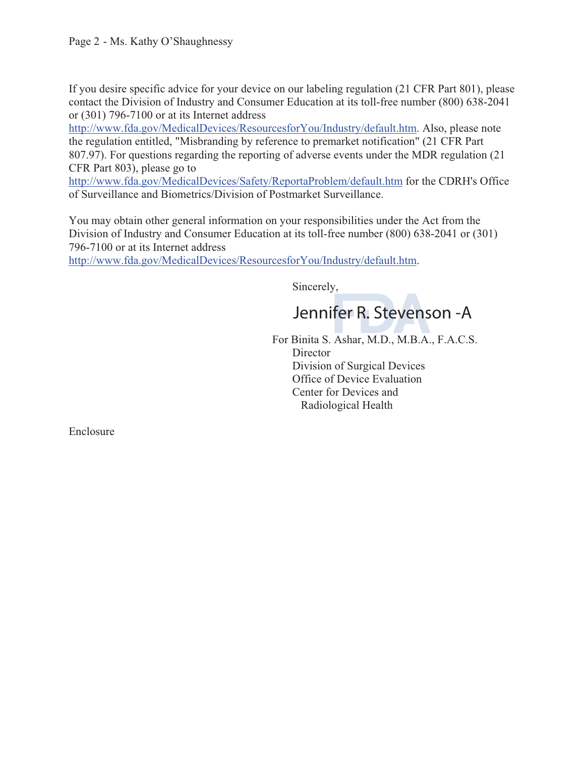If you desire specific advice for your device on our labeling regulation (21 CFR Part 801), please contact the Division of Industry and Consumer Education at its toll-free number (800) 638-2041 or (301) 796-7100 or at its Internet address http://www.fda.gov/MedicalDevices/ResourcesforYou/Industry/default.htm. Also, please note the regulation entitled, "Misbranding by reference to premarket notification" (21 CFR Part 807.97). For questions regarding the reporting of adverse events under the MDR regulation (21 CFR Part 803), please go to http://www.fda.gov/MedicalDevices/Safety/ReportaProblem/default.htm for the CDRH's Office of Surveillance and Biometrics/Division of Postmarket Surveillance.

You may obtain other general information on your responsibilities under the Act from the Division of Industry and Consumer Education at its toll-free number (800) 638-2041 or (301) 796-7100 or at its Internet address http://www.fda.gov/MedicalDevices/ResourcesforYou/Industry/default.htm.

Sincerely,

Jennifer R. Stevenson -A

For Binita S. Ashar, M.D., M.B.A., F.A.C.S.
Director
Division of Surgical Devices
Office of Device Evaluation
Center for Devices and
Radiological Health

Enclosure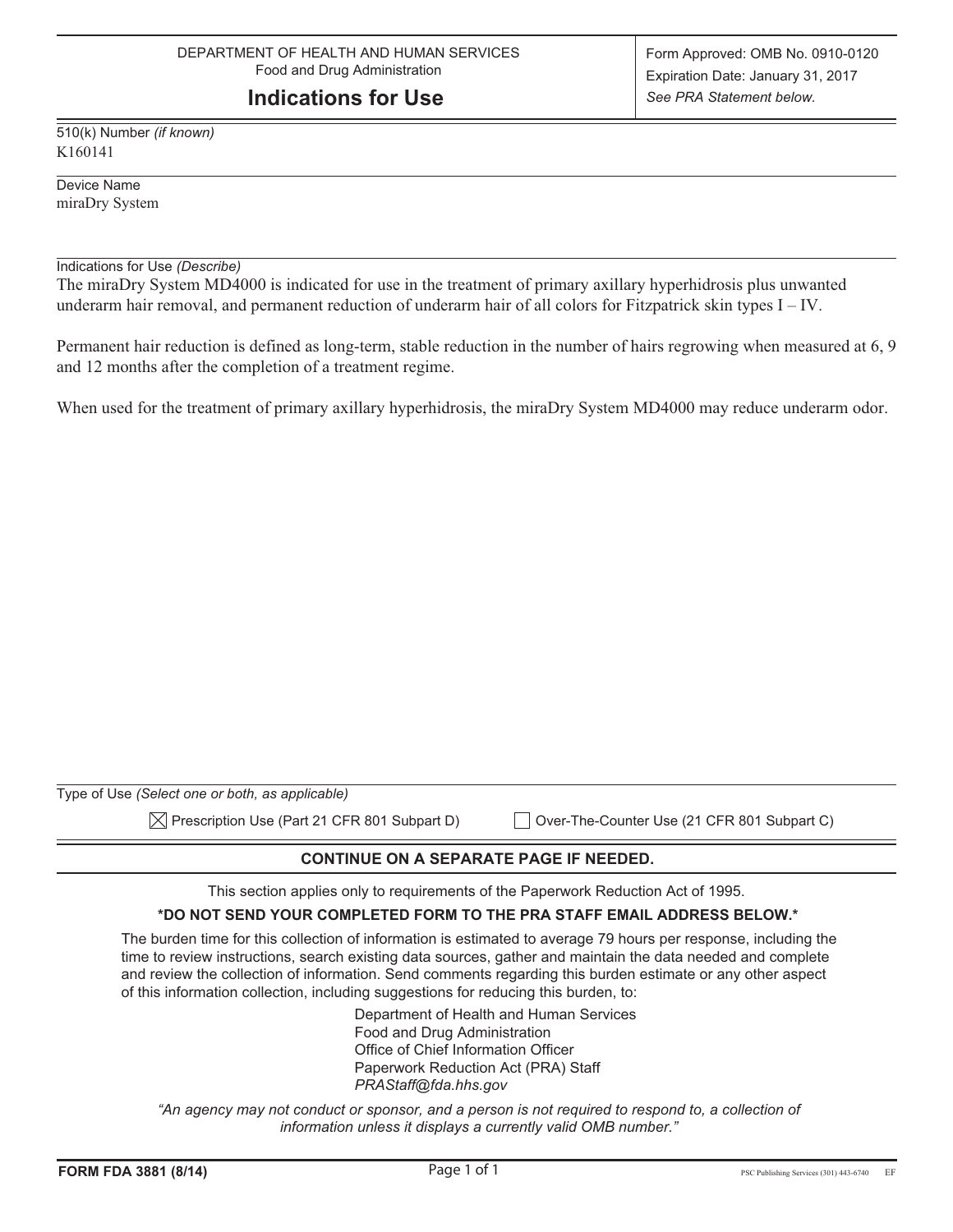DEPARTMENT OF HEALTH AND HUMAN SERVICES
Food and Drug Administration

# Indications for Use

Form Approved: OMB No. 0910-0120
Expiration Date: January 31, 2017
*See PRA Statement below.*

510(k) Number *(if known)*
K160141

Device Name
miraDry System

Indications for Use *(Describe)*
The miraDry System MD4000 is indicated for use in the treatment of primary axillary hyperhidrosis plus unwanted underarm hair removal, and permanent reduction of underarm hair of all colors for Fitzpatrick skin types I – IV.

Permanent hair reduction is defined as long-term, stable reduction in the number of hairs regrowing when measured at 6, 9 and 12 months after the completion of a treatment regime.

When used for the treatment of primary axillary hyperhidrosis, the miraDry System MD4000 may reduce underarm odor.

Type of Use *(Select one or both, as applicable)*

☒ Prescription Use (Part 21 CFR 801 Subpart D) ☐ Over-The-Counter Use (21 CFR 801 Subpart C)

**CONTINUE ON A SEPARATE PAGE IF NEEDED.**

This section applies only to requirements of the Paperwork Reduction Act of 1995.

***DO NOT SEND YOUR COMPLETED FORM TO THE PRA STAFF EMAIL ADDRESS BELOW.***

The burden time for this collection of information is estimated to average 79 hours per response, including the time to review instructions, search existing data sources, gather and maintain the data needed and complete and review the collection of information. Send comments regarding this burden estimate or any other aspect of this information collection, including suggestions for reducing this burden, to:

Department of Health and Human Services
Food and Drug Administration
Office of Chief Information Officer
Paperwork Reduction Act (PRA) Staff
*PRAStaff@fda.hhs.gov*

*"An agency may not conduct or sponsor, and a person is not required to respond to, a collection of information unless it displays a currently valid OMB number."*

**FORM FDA 3881 (8/14)**

PSC Publishing Services (301) 443-6740 EF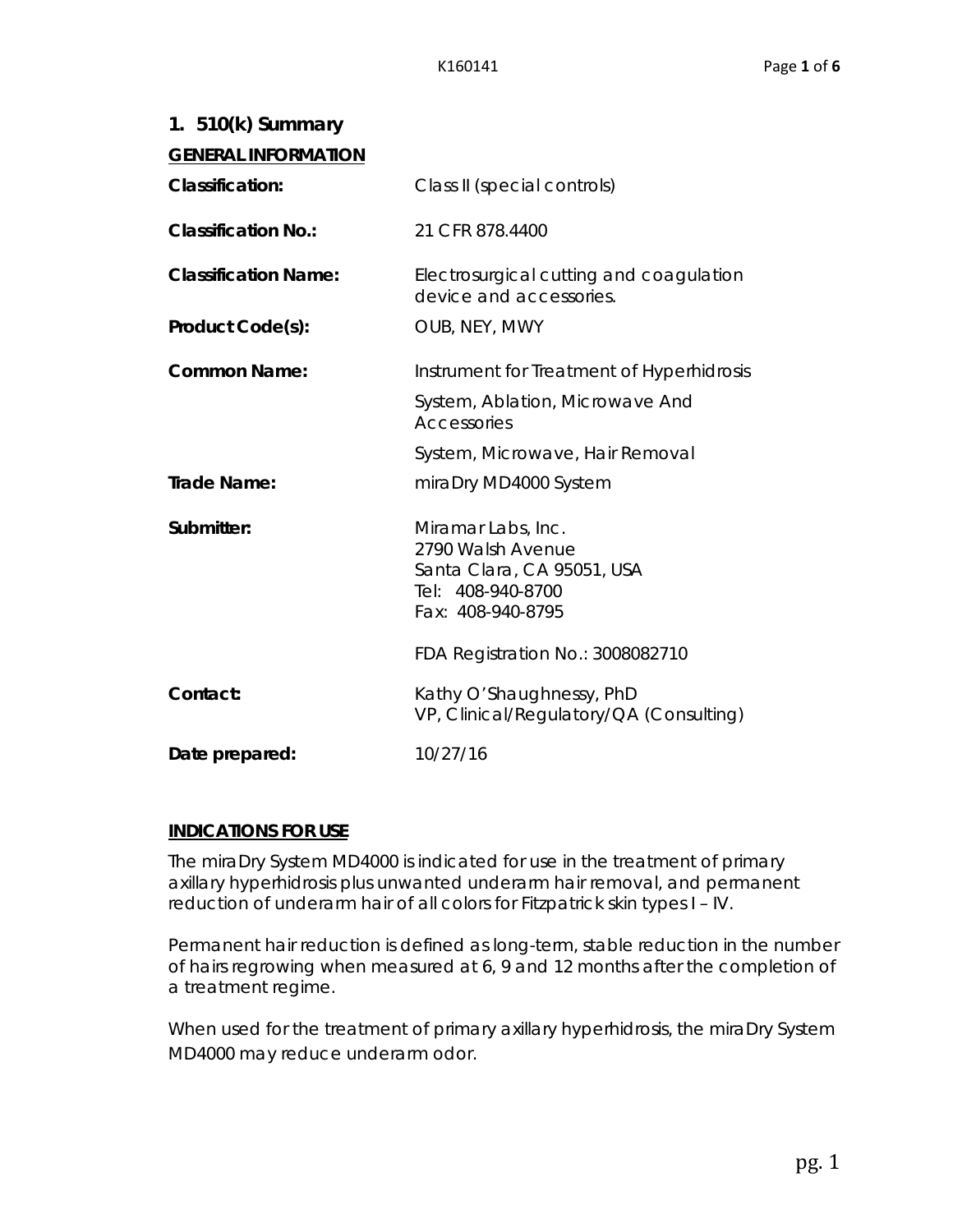## 1. 510(k) Summary

**GENERAL INFORMATION**

| | |
|---|---|
| **Classification:** | Class II (special controls) |
| **Classification No.:** | 21 CFR 878.4400 |
| **Classification Name:** | Electrosurgical cutting and coagulation device and accessories. |
| **Product Code(s):** | OUB, NEY, MWY |
| **Common Name:** | Instrument for Treatment of Hyperhidrosis<br>System, Ablation, Microwave And Accessories<br>System, Microwave, Hair Removal |
| **Trade Name:** | miraDry MD4000 System |
| **Submitter:** | Miramar Labs, Inc.<br>2790 Walsh Avenue<br>Santa Clara, CA 95051, USA<br>Tel: 408-940-8700<br>Fax: 408-940-8795<br><br>FDA Registration No.: 3008082710 |
| **Contact:** | Kathy O'Shaughnessy, PhD<br>VP, Clinical/Regulatory/QA (Consulting) |
| **Date prepared:** | 10/27/16 |

**INDICATIONS FOR USE**

The miraDry System MD4000 is indicated for use in the treatment of primary axillary hyperhidrosis plus unwanted underarm hair removal, and permanent reduction of underarm hair of all colors for Fitzpatrick skin types I – IV.

Permanent hair reduction is defined as long-term, stable reduction in the number of hairs regrowing when measured at 6, 9 and 12 months after the completion of a treatment regime.

When used for the treatment of primary axillary hyperhidrosis, the miraDry System MD4000 may reduce underarm odor.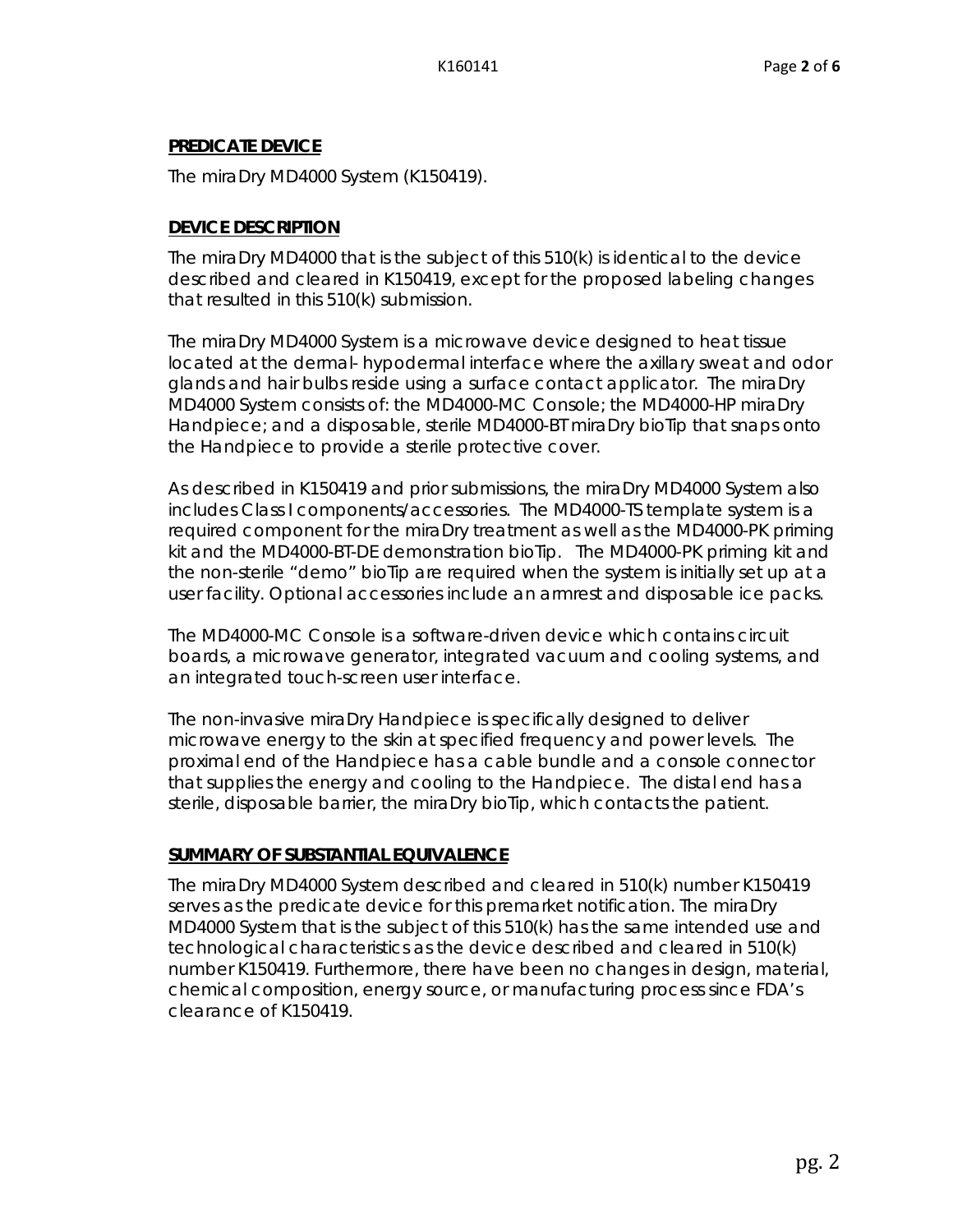**PREDICATE DEVICE**

The miraDry MD4000 System (K150419).

**DEVICE DESCRIPTION**

The miraDry MD4000 that is the subject of this 510(k) is identical to the device described and cleared in K150419, except for the proposed labeling changes that resulted in this 510(k) submission.

The miraDry MD4000 System is a microwave device designed to heat tissue located at the dermal- hypodermal interface where the axillary sweat and odor glands and hair bulbs reside using a surface contact applicator. The miraDry MD4000 System consists of: the MD4000-MC Console; the MD4000-HP miraDry Handpiece; and a disposable, sterile MD4000-BT miraDry bioTip that snaps onto the Handpiece to provide a sterile protective cover.

As described in K150419 and prior submissions, the miraDry MD4000 System also includes Class I components/accessories. The MD4000-TS template system is a required component for the miraDry treatment as well as the MD4000-PK priming kit and the MD4000-BT-DE demonstration bioTip. The MD4000-PK priming kit and the non-sterile "demo" bioTip are required when the system is initially set up at a user facility. Optional accessories include an armrest and disposable ice packs.

The MD4000-MC Console is a software-driven device which contains circuit boards, a microwave generator, integrated vacuum and cooling systems, and an integrated touch-screen user interface.

The non-invasive miraDry Handpiece is specifically designed to deliver microwave energy to the skin at specified frequency and power levels. The proximal end of the Handpiece has a cable bundle and a console connector that supplies the energy and cooling to the Handpiece. The distal end has a sterile, disposable barrier, the miraDry bioTip, which contacts the patient.

**SUMMARY OF SUBSTANTIAL EQUIVALENCE**

The miraDry MD4000 System described and cleared in 510(k) number K150419 serves as the predicate device for this premarket notification. The miraDry MD4000 System that is the subject of this 510(k) has the same intended use and technological characteristics as the device described and cleared in 510(k) number K150419. Furthermore, there have been no changes in design, material, chemical composition, energy source, or manufacturing process since FDA's clearance of K150419.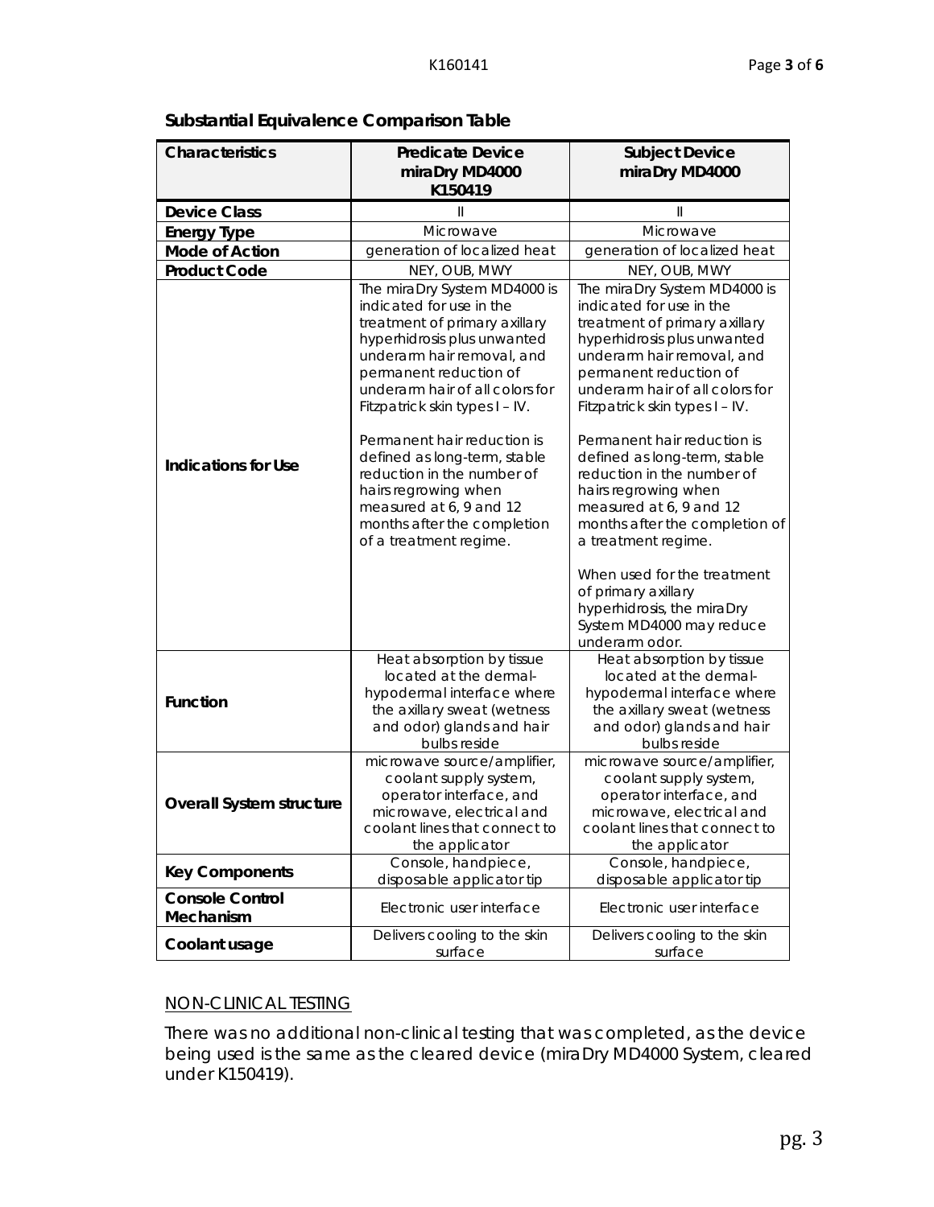**Substantial Equivalence Comparison Table**

| Characteristics | Predicate Device miraDry MD4000 K150419 | Subject Device miraDry MD4000 |
|---|---|---|
| **Device Class** | II | II |
| **Energy Type** | Microwave | Microwave |
| **Mode of Action** | generation of localized heat | generation of localized heat |
| **Product Code** | NEY, OUB, MWY | NEY, OUB, MWY |
| **Indications for Use** | The miraDry System MD4000 is indicated for use in the treatment of primary axillary hyperhidrosis plus unwanted underarm hair removal, and permanent reduction of underarm hair of all colors for Fitzpatrick skin types I – IV.<br><br>Permanent hair reduction is defined as long-term, stable reduction in the number of hairs regrowing when measured at 6, 9 and 12 months after the completion of a treatment regime. | The miraDry System MD4000 is indicated for use in the treatment of primary axillary hyperhidrosis plus unwanted underarm hair removal, and permanent reduction of underarm hair of all colors for Fitzpatrick skin types I – IV.<br><br>Permanent hair reduction is defined as long-term, stable reduction in the number of hairs regrowing when measured at 6, 9 and 12 months after the completion of a treatment regime.<br><br>When used for the treatment of primary axillary hyperhidrosis, the miraDry System MD4000 may reduce underarm odor. |
| **Function** | Heat absorption by tissue located at the dermal-hypodermal interface where the axillary sweat (wetness and odor) glands and hair bulbs reside | Heat absorption by tissue located at the dermal-hypodermal interface where the axillary sweat (wetness and odor) glands and hair bulbs reside |
| **Overall System structure** | microwave source/amplifier, coolant supply system, operator interface, and microwave, electrical and coolant lines that connect to the applicator | microwave source/amplifier, coolant supply system, operator interface, and microwave, electrical and coolant lines that connect to the applicator |
| **Key Components** | Console, handpiece, disposable applicator tip | Console, handpiece, disposable applicator tip |
| **Console Control Mechanism** | Electronic user interface | Electronic user interface |
| **Coolant usage** | Delivers cooling to the skin surface | Delivers cooling to the skin surface |

NON-CLINICAL TESTING

There was no additional non-clinical testing that was completed, as the device being used is the same as the cleared device (miraDry MD4000 System, cleared under K150419).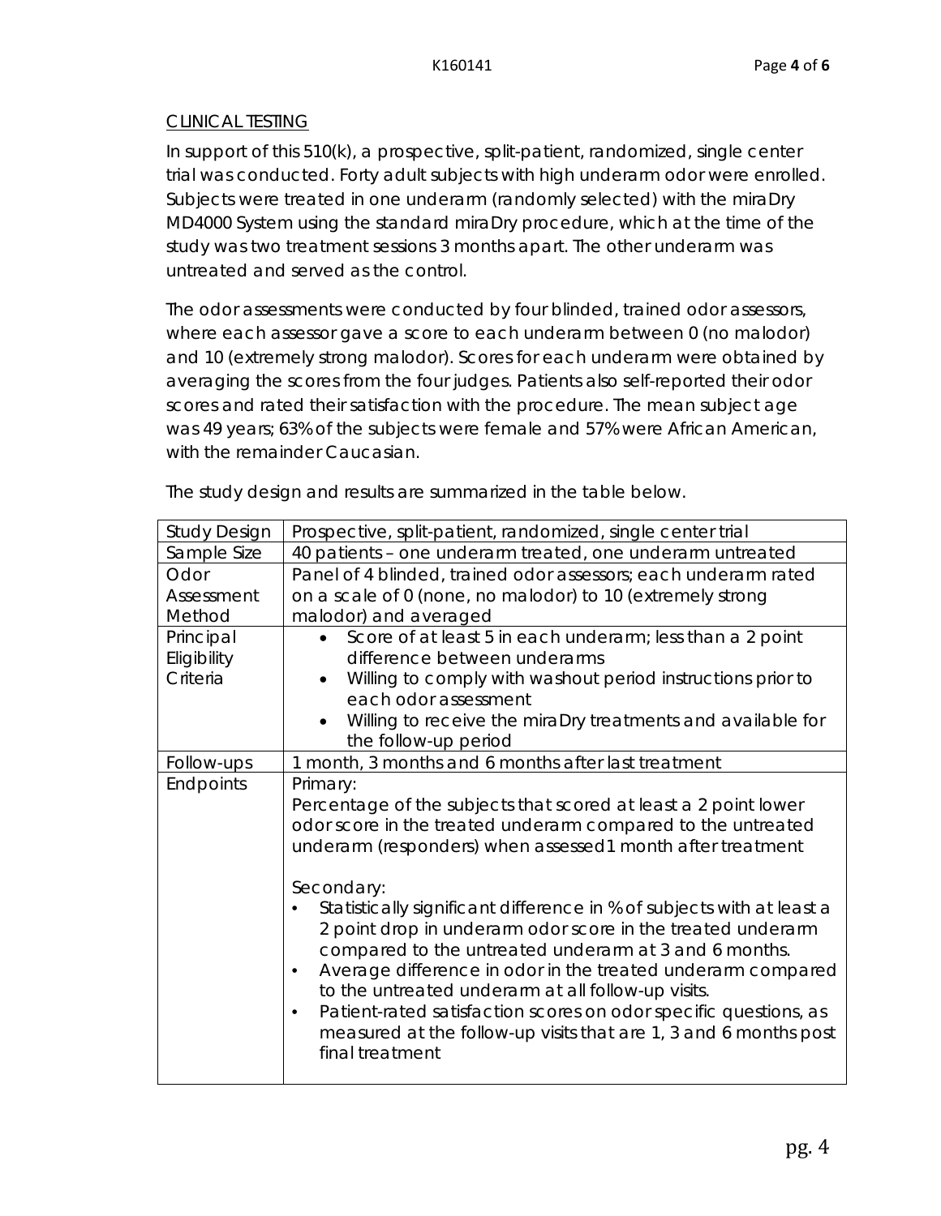CLINICAL TESTING

In support of this 510(k), a prospective, split-patient, randomized, single center trial was conducted. Forty adult subjects with high underarm odor were enrolled. Subjects were treated in one underarm (randomly selected) with the miraDry MD4000 System using the standard miraDry procedure, which at the time of the study was two treatment sessions 3 months apart. The other underarm was untreated and served as the control.

The odor assessments were conducted by four blinded, trained odor assessors, where each assessor gave a score to each underarm between 0 (no malodor) and 10 (extremely strong malodor). Scores for each underarm were obtained by averaging the scores from the four judges. Patients also self-reported their odor scores and rated their satisfaction with the procedure. The mean subject age was 49 years; 63% of the subjects were female and 57% were African American, with the remainder Caucasian.

The study design and results are summarized in the table below.

| Study Design | Prospective, split-patient, randomized, single center trial |
|---|---|
| Sample Size | 40 patients – one underarm treated, one underarm untreated |
| Odor Assessment Method | Panel of 4 blinded, trained odor assessors; each underarm rated on a scale of 0 (none, no malodor) to 10 (extremely strong malodor) and averaged |
| Principal Eligibility Criteria | • Score of at least 5 in each underarm; less than a 2 point difference between underarms<br>• Willing to comply with washout period instructions prior to each odor assessment<br>• Willing to receive the miraDry treatments and available for the follow-up period |
| Follow-ups | 1 month, 3 months and 6 months after last treatment |
| Endpoints | Primary:<br>Percentage of the subjects that scored at least a 2 point lower odor score in the treated underarm compared to the untreated underarm (responders) when assessed1 month after treatment<br><br>Secondary:<br>• Statistically significant difference in % of subjects with at least a 2 point drop in underarm odor score in the treated underarm compared to the untreated underarm at 3 and 6 months.<br>• Average difference in odor in the treated underarm compared to the untreated underarm at all follow-up visits.<br>• Patient-rated satisfaction scores on odor specific questions, as measured at the follow-up visits that are 1, 3 and 6 months post final treatment |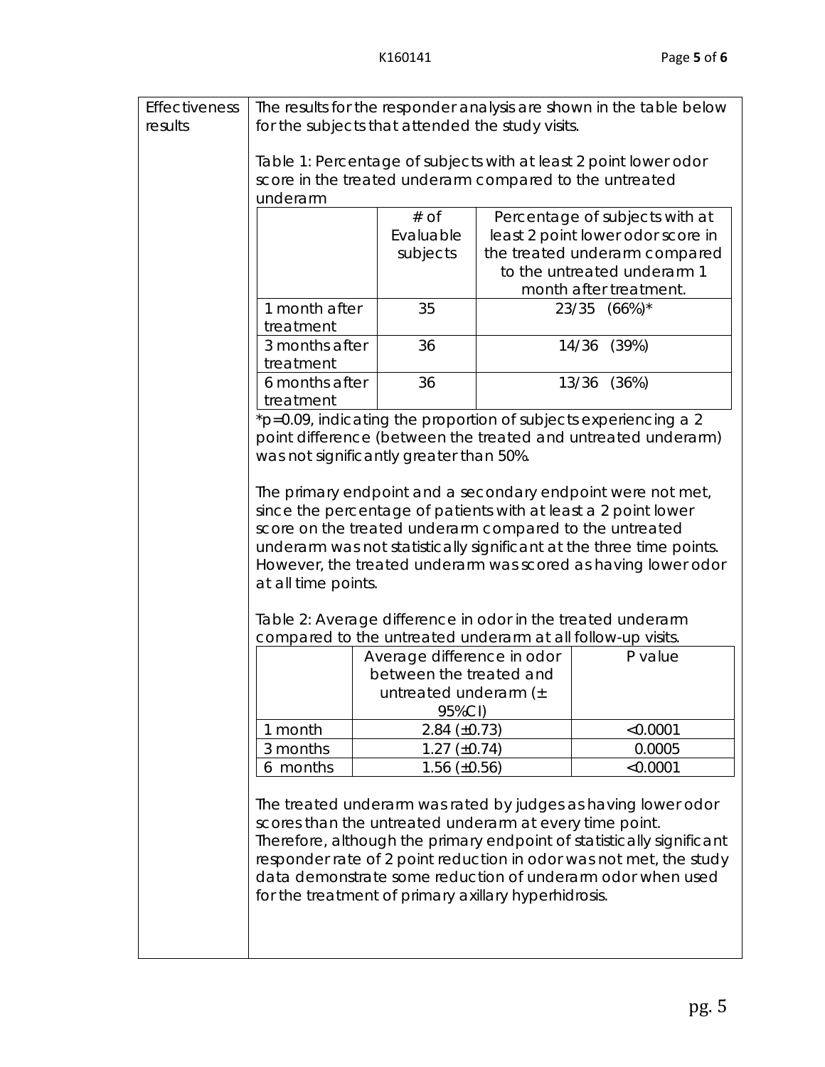**Effectiveness results**

The results for the responder analysis are shown in the table below for the subjects that attended the study visits.

Table 1: Percentage of subjects with at least 2 point lower odor score in the treated underarm compared to the untreated underarm

| | # of Evaluable subjects | Percentage of subjects with at least 2 point lower odor score in the treated underarm compared to the untreated underarm 1 month after treatment. |
|---|---|---|
| 1 month after treatment | 35 | 23/35 (66%)* |
| 3 months after treatment | 36 | 14/36 (39%) |
| 6 months after treatment | 36 | 13/36 (36%) |

*p=0.09, indicating the proportion of subjects experiencing a 2 point difference (between the treated and untreated underarm) was not significantly greater than 50%.

The primary endpoint and a secondary endpoint were not met, since the percentage of patients with at least a 2 point lower score on the treated underarm compared to the untreated underarm was not statistically significant at the three time points. However, the treated underarm was scored as having lower odor at all time points.

Table 2: Average difference in odor in the treated underarm compared to the untreated underarm at all follow-up visits.

| | Average difference in odor between the treated and untreated underarm (± 95%CI) | P value |
|---|---|---|
| 1 month | 2.84 (±0.73) | <0.0001 |
| 3 months | 1.27 (±0.74) | 0.0005 |
| 6 months | 1.56 (±0.56) | <0.0001 |

The treated underarm was rated by judges as having lower odor scores than the untreated underarm at every time point. Therefore, although the primary endpoint of statistically significant responder rate of 2 point reduction in odor was not met, the study data demonstrate some reduction of underarm odor when used for the treatment of primary axillary hyperhidrosis.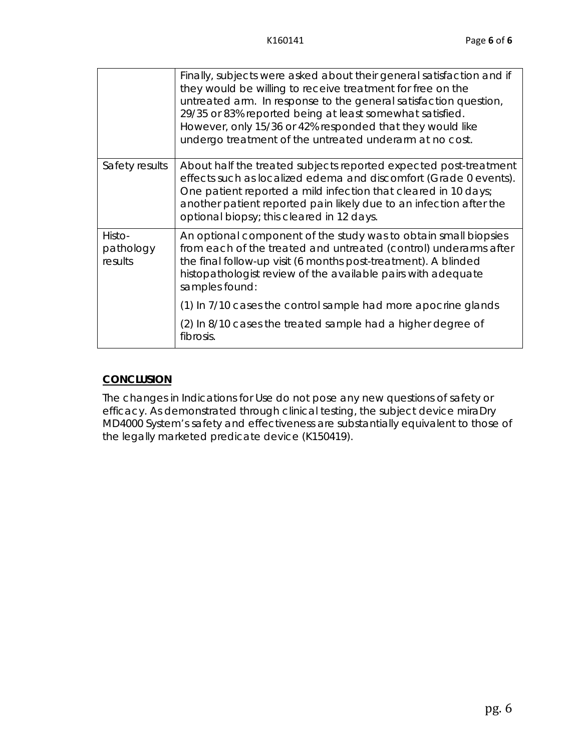| | |
|---|---|
| | Finally, subjects were asked about their general satisfaction and if they would be willing to receive treatment for free on the untreated arm. In response to the general satisfaction question, 29/35 or 83% reported being at least somewhat satisfied. However, only 15/36 or 42% responded that they would like undergo treatment of the untreated underarm at no cost. |
| Safety results | About half the treated subjects reported expected post-treatment effects such as localized edema and discomfort (Grade 0 events). One patient reported a mild infection that cleared in 10 days; another patient reported pain likely due to an infection after the optional biopsy; this cleared in 12 days. |
| Histo-pathology results | An optional component of the study was to obtain small biopsies from each of the treated and untreated (control) underarms after the final follow-up visit (6 months post-treatment). A blinded histopathologist review of the available pairs with adequate samples found:<br>(1) In 7/10 cases the control sample had more apocrine glands<br>(2) In 8/10 cases the treated sample had a higher degree of fibrosis. |

## CONCLUSION

The changes in Indications for Use do not pose any new questions of safety or efficacy. As demonstrated through clinical testing, the subject device miraDry MD4000 System's safety and effectiveness are substantially equivalent to those of the legally marketed predicate device (K150419).